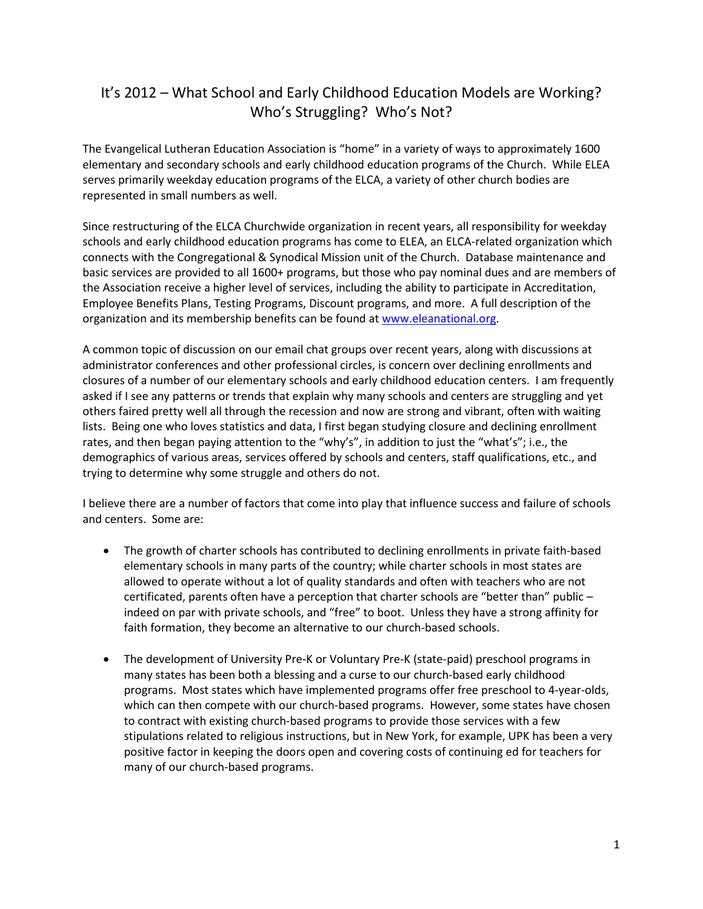# It's 2012 – What School and Early Childhood Education Models are Working? Who's Struggling? Who's Not?

The Evangelical Lutheran Education Association is "home" in a variety of ways to approximately 1600 elementary and secondary schools and early childhood education programs of the Church. While ELEA serves primarily weekday education programs of the ELCA, a variety of other church bodies are represented in small numbers as well.

Since restructuring of the ELCA Churchwide organization in recent years, all responsibility for weekday schools and early childhood education programs has come to ELEA, an ELCA-related organization which connects with the Congregational & Synodical Mission unit of the Church. Database maintenance and basic services are provided to all 1600+ programs, but those who pay nominal dues and are members of the Association receive a higher level of services, including the ability to participate in Accreditation, Employee Benefits Plans, Testing Programs, Discount programs, and more. A full description of the organization and its membership benefits can be found at [www.eleanational.org](http://www.eleanational.org).

A common topic of discussion on our email chat groups over recent years, along with discussions at administrator conferences and other professional circles, is concern over declining enrollments and closures of a number of our elementary schools and early childhood education centers. I am frequently asked if I see any patterns or trends that explain why many schools and centers are struggling and yet others faired pretty well all through the recession and now are strong and vibrant, often with waiting lists. Being one who loves statistics and data, I first began studying closure and declining enrollment rates, and then began paying attention to the "why's", in addition to just the "what's"; i.e., the demographics of various areas, services offered by schools and centers, staff qualifications, etc., and trying to determine why some struggle and others do not.

I believe there are a number of factors that come into play that influence success and failure of schools and centers. Some are:

- The growth of charter schools has contributed to declining enrollments in private faith-based elementary schools in many parts of the country; while charter schools in most states are allowed to operate without a lot of quality standards and often with teachers who are not certificated, parents often have a perception that charter schools are "better than" public – indeed on par with private schools, and "free" to boot. Unless they have a strong affinity for faith formation, they become an alternative to our church-based schools.

- The development of University Pre-K or Voluntary Pre-K (state-paid) preschool programs in many states has been both a blessing and a curse to our church-based early childhood programs. Most states which have implemented programs offer free preschool to 4-year-olds, which can then compete with our church-based programs. However, some states have chosen to contract with existing church-based programs to provide those services with a few stipulations related to religious instructions, but in New York, for example, UPK has been a very positive factor in keeping the doors open and covering costs of continuing ed for teachers for many of our church-based programs.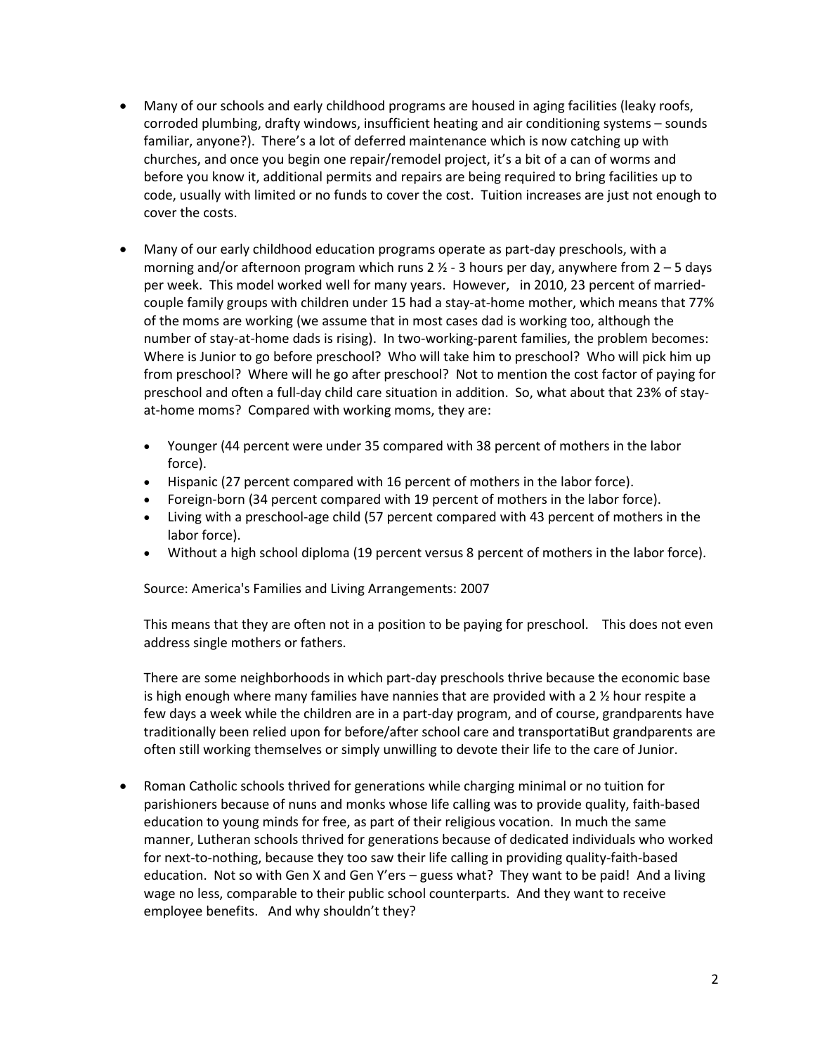- Many of our schools and early childhood programs are housed in aging facilities (leaky roofs, corroded plumbing, drafty windows, insufficient heating and air conditioning systems – sounds familiar, anyone?). There's a lot of deferred maintenance which is now catching up with churches, and once you begin one repair/remodel project, it's a bit of a can of worms and before you know it, additional permits and repairs are being required to bring facilities up to code, usually with limited or no funds to cover the cost. Tuition increases are just not enough to cover the costs.

- Many of our early childhood education programs operate as part-day preschools, with a morning and/or afternoon program which runs 2 ½ - 3 hours per day, anywhere from 2 – 5 days per week. This model worked well for many years. However, in 2010, 23 percent of married-couple family groups with children under 15 had a stay-at-home mother, which means that 77% of the moms are working (we assume that in most cases dad is working too, although the number of stay-at-home dads is rising). In two-working-parent families, the problem becomes: Where is Junior to go before preschool? Who will take him to preschool? Who will pick him up from preschool? Where will he go after preschool? Not to mention the cost factor of paying for preschool and often a full-day child care situation in addition. So, what about that 23% of stay-at-home moms? Compared with working moms, they are:

  - Younger (44 percent were under 35 compared with 38 percent of mothers in the labor force).
  - Hispanic (27 percent compared with 16 percent of mothers in the labor force).
  - Foreign-born (34 percent compared with 19 percent of mothers in the labor force).
  - Living with a preschool-age child (57 percent compared with 43 percent of mothers in the labor force).
  - Without a high school diploma (19 percent versus 8 percent of mothers in the labor force).

  Source: America's Families and Living Arrangements: 2007

  This means that they are often not in a position to be paying for preschool. This does not even address single mothers or fathers.

  There are some neighborhoods in which part-day preschools thrive because the economic base is high enough where many families have nannies that are provided with a 2 ½ hour respite a few days a week while the children are in a part-day program, and of course, grandparents have traditionally been relied upon for before/after school care and transportatiBut grandparents are often still working themselves or simply unwilling to devote their life to the care of Junior.

- Roman Catholic schools thrived for generations while charging minimal or no tuition for parishioners because of nuns and monks whose life calling was to provide quality, faith-based education to young minds for free, as part of their religious vocation. In much the same manner, Lutheran schools thrived for generations because of dedicated individuals who worked for next-to-nothing, because they too saw their life calling in providing quality-faith-based education. Not so with Gen X and Gen Y'ers – guess what? They want to be paid! And a living wage no less, comparable to their public school counterparts. And they want to receive employee benefits. And why shouldn't they?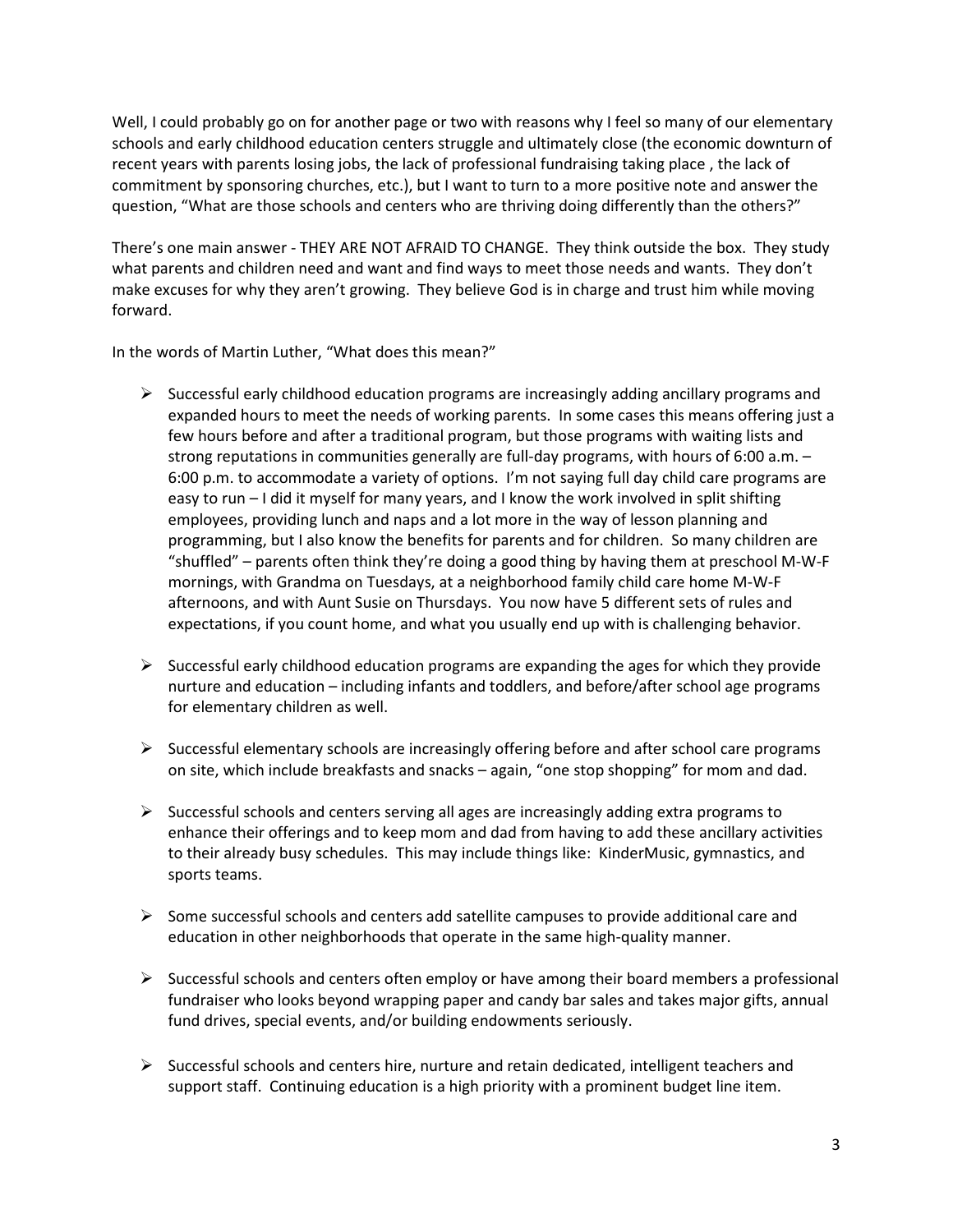Well, I could probably go on for another page or two with reasons why I feel so many of our elementary schools and early childhood education centers struggle and ultimately close (the economic downturn of recent years with parents losing jobs, the lack of professional fundraising taking place , the lack of commitment by sponsoring churches, etc.), but I want to turn to a more positive note and answer the question, "What are those schools and centers who are thriving doing differently than the others?"

There's one main answer - THEY ARE NOT AFRAID TO CHANGE. They think outside the box. They study what parents and children need and want and find ways to meet those needs and wants. They don't make excuses for why they aren't growing. They believe God is in charge and trust him while moving forward.

In the words of Martin Luther, "What does this mean?"

- Successful early childhood education programs are increasingly adding ancillary programs and expanded hours to meet the needs of working parents. In some cases this means offering just a few hours before and after a traditional program, but those programs with waiting lists and strong reputations in communities generally are full-day programs, with hours of 6:00 a.m. – 6:00 p.m. to accommodate a variety of options. I'm not saying full day child care programs are easy to run – I did it myself for many years, and I know the work involved in split shifting employees, providing lunch and naps and a lot more in the way of lesson planning and programming, but I also know the benefits for parents and for children. So many children are "shuffled" – parents often think they're doing a good thing by having them at preschool M-W-F mornings, with Grandma on Tuesdays, at a neighborhood family child care home M-W-F afternoons, and with Aunt Susie on Thursdays. You now have 5 different sets of rules and expectations, if you count home, and what you usually end up with is challenging behavior.

- Successful early childhood education programs are expanding the ages for which they provide nurture and education – including infants and toddlers, and before/after school age programs for elementary children as well.

- Successful elementary schools are increasingly offering before and after school care programs on site, which include breakfasts and snacks – again, "one stop shopping" for mom and dad.

- Successful schools and centers serving all ages are increasingly adding extra programs to enhance their offerings and to keep mom and dad from having to add these ancillary activities to their already busy schedules. This may include things like: KinderMusic, gymnastics, and sports teams.

- Some successful schools and centers add satellite campuses to provide additional care and education in other neighborhoods that operate in the same high-quality manner.

- Successful schools and centers often employ or have among their board members a professional fundraiser who looks beyond wrapping paper and candy bar sales and takes major gifts, annual fund drives, special events, and/or building endowments seriously.

- Successful schools and centers hire, nurture and retain dedicated, intelligent teachers and support staff. Continuing education is a high priority with a prominent budget line item.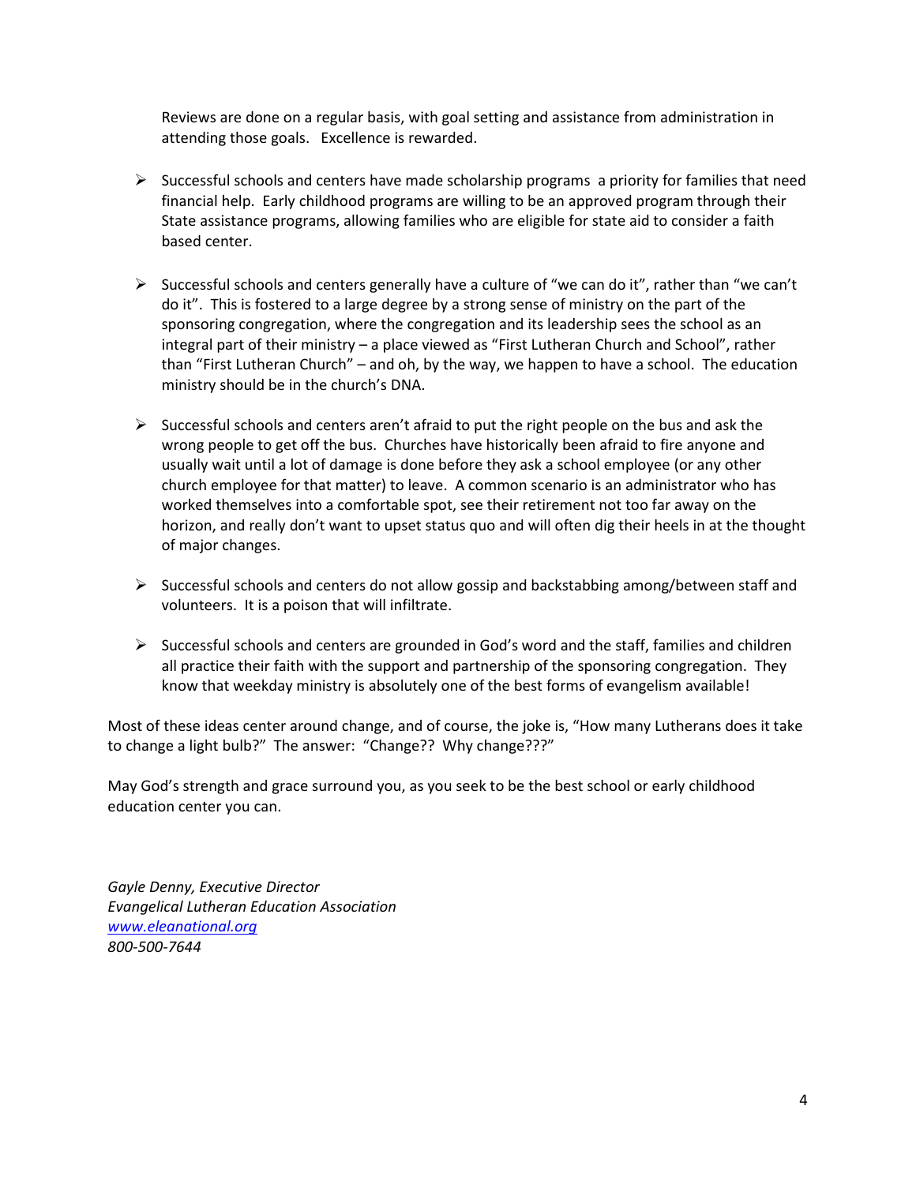Reviews are done on a regular basis, with goal setting and assistance from administration in attending those goals. Excellence is rewarded.

- Successful schools and centers have made scholarship programs a priority for families that need financial help. Early childhood programs are willing to be an approved program through their State assistance programs, allowing families who are eligible for state aid to consider a faith based center.

- Successful schools and centers generally have a culture of "we can do it", rather than "we can't do it". This is fostered to a large degree by a strong sense of ministry on the part of the sponsoring congregation, where the congregation and its leadership sees the school as an integral part of their ministry – a place viewed as "First Lutheran Church and School", rather than "First Lutheran Church" – and oh, by the way, we happen to have a school. The education ministry should be in the church's DNA.

- Successful schools and centers aren't afraid to put the right people on the bus and ask the wrong people to get off the bus. Churches have historically been afraid to fire anyone and usually wait until a lot of damage is done before they ask a school employee (or any other church employee for that matter) to leave. A common scenario is an administrator who has worked themselves into a comfortable spot, see their retirement not too far away on the horizon, and really don't want to upset status quo and will often dig their heels in at the thought of major changes.

- Successful schools and centers do not allow gossip and backstabbing among/between staff and volunteers. It is a poison that will infiltrate.

- Successful schools and centers are grounded in God's word and the staff, families and children all practice their faith with the support and partnership of the sponsoring congregation. They know that weekday ministry is absolutely one of the best forms of evangelism available!

Most of these ideas center around change, and of course, the joke is, "How many Lutherans does it take to change a light bulb?" The answer: "Change?? Why change???"

May God's strength and grace surround you, as you seek to be the best school or early childhood education center you can.

*Gayle Denny, Executive Director*
*Evangelical Lutheran Education Association*
*[www.eleanational.org](http://www.eleanational.org)*
*800-500-7644*